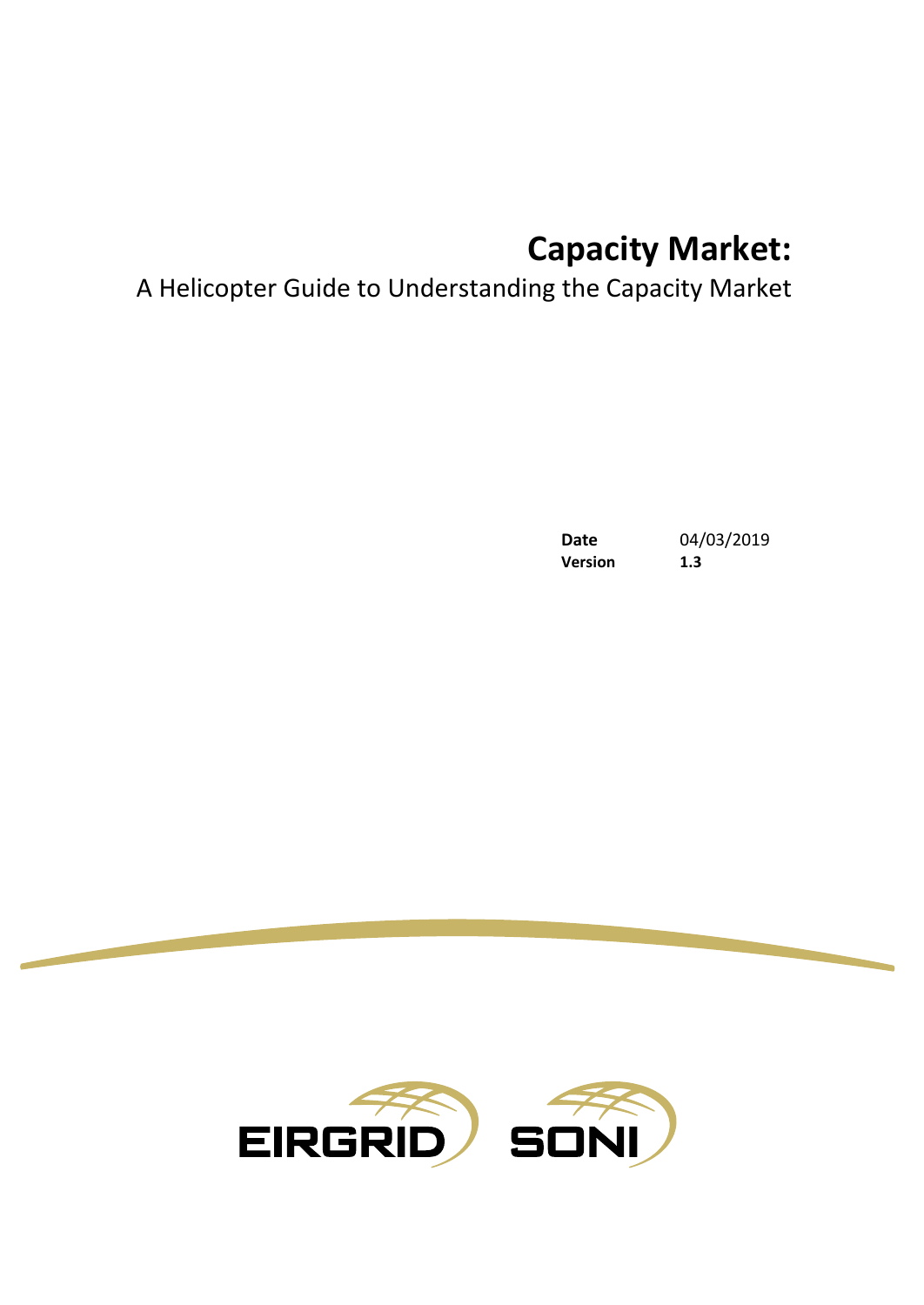# Capacity Market:

A Helicopter Guide to Understanding the Capacity Market

| | |
|---|---|
| **Date** | 04/03/2019 |
| **Version** | **1.3** |

EIRGRID SONI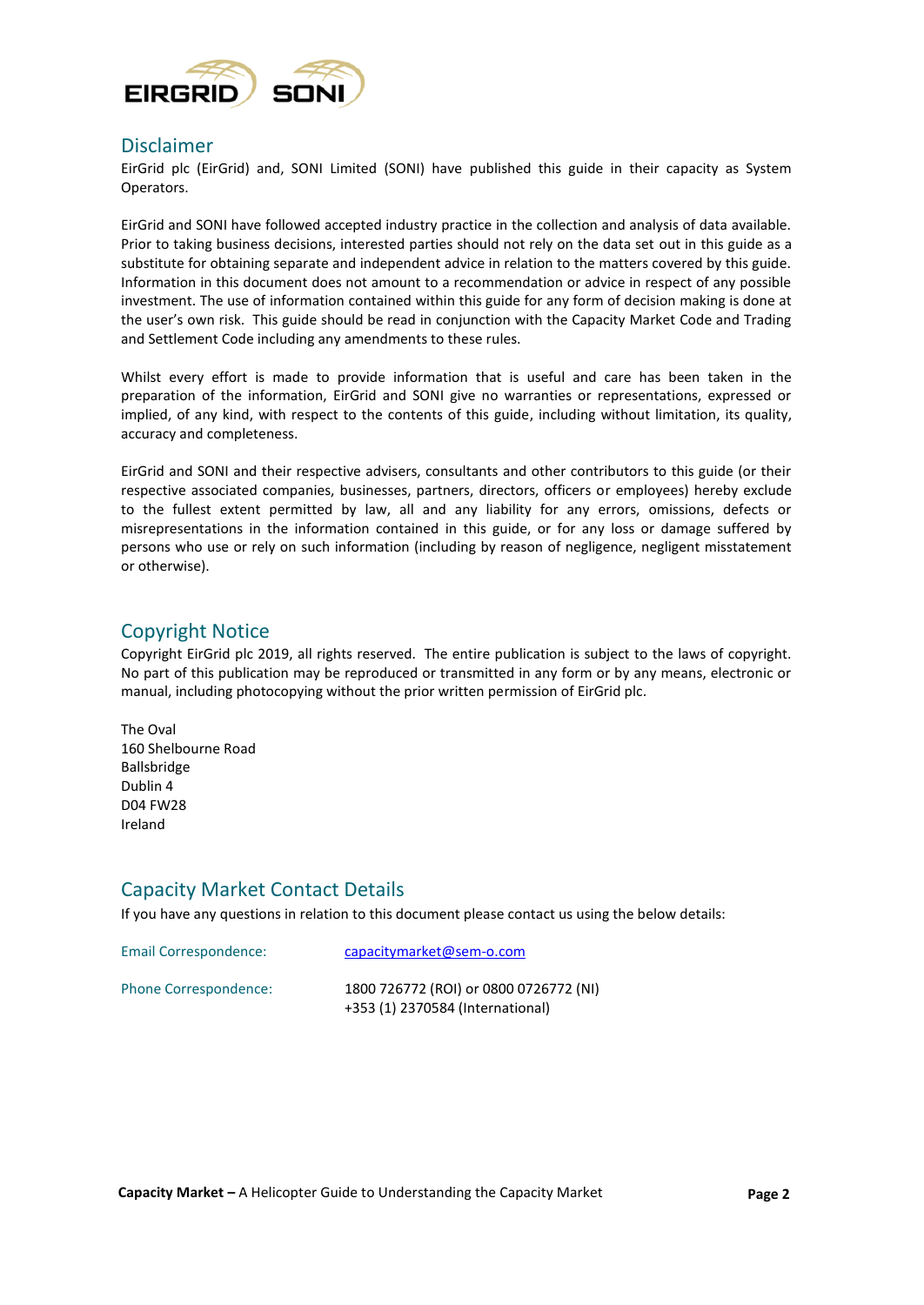## Disclaimer

EirGrid plc (EirGrid) and, SONI Limited (SONI) have published this guide in their capacity as System Operators.

EirGrid and SONI have followed accepted industry practice in the collection and analysis of data available. Prior to taking business decisions, interested parties should not rely on the data set out in this guide as a substitute for obtaining separate and independent advice in relation to the matters covered by this guide. Information in this document does not amount to a recommendation or advice in respect of any possible investment. The use of information contained within this guide for any form of decision making is done at the user's own risk. This guide should be read in conjunction with the Capacity Market Code and Trading and Settlement Code including any amendments to these rules.

Whilst every effort is made to provide information that is useful and care has been taken in the preparation of the information, EirGrid and SONI give no warranties or representations, expressed or implied, of any kind, with respect to the contents of this guide, including without limitation, its quality, accuracy and completeness.

EirGrid and SONI and their respective advisers, consultants and other contributors to this guide (or their respective associated companies, businesses, partners, directors, officers or employees) hereby exclude to the fullest extent permitted by law, all and any liability for any errors, omissions, defects or misrepresentations in the information contained in this guide, or for any loss or damage suffered by persons who use or rely on such information (including by reason of negligence, negligent misstatement or otherwise).

## Copyright Notice

Copyright EirGrid plc 2019, all rights reserved. The entire publication is subject to the laws of copyright. No part of this publication may be reproduced or transmitted in any form or by any means, electronic or manual, including photocopying without the prior written permission of EirGrid plc.

The Oval
160 Shelbourne Road
Ballsbridge
Dublin 4
D04 FW28
Ireland

## Capacity Market Contact Details

If you have any questions in relation to this document please contact us using the below details:

| | |
|---|---|
| Email Correspondence: | capacitymarket@sem-o.com |
| Phone Correspondence: | 1800 726772 (ROI) or 0800 0726772 (NI)<br>+353 (1) 2370584 (International) |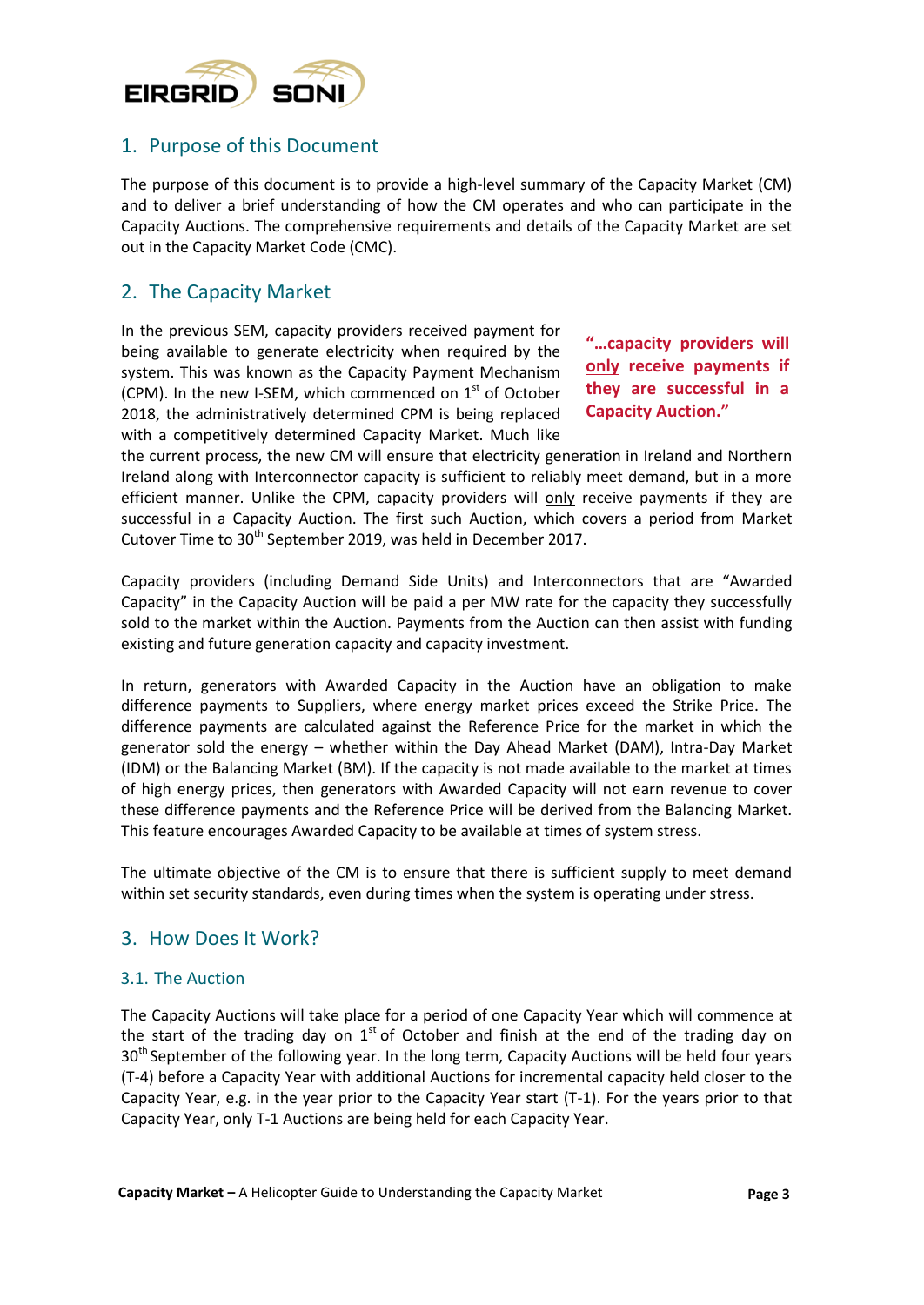## 1. Purpose of this Document

The purpose of this document is to provide a high-level summary of the Capacity Market (CM) and to deliver a brief understanding of how the CM operates and who can participate in the Capacity Auctions. The comprehensive requirements and details of the Capacity Market are set out in the Capacity Market Code (CMC).

## 2. The Capacity Market

> **"…capacity providers will only receive payments if they are successful in a Capacity Auction."**

In the previous SEM, capacity providers received payment for being available to generate electricity when required by the system. This was known as the Capacity Payment Mechanism (CPM). In the new I-SEM, which commenced on 1st of October 2018, the administratively determined CPM is being replaced with a competitively determined Capacity Market. Much like the current process, the new CM will ensure that electricity generation in Ireland and Northern Ireland along with Interconnector capacity is sufficient to reliably meet demand, but in a more efficient manner. Unlike the CPM, capacity providers will only receive payments if they are successful in a Capacity Auction. The first such Auction, which covers a period from Market Cutover Time to 30th September 2019, was held in December 2017.

Capacity providers (including Demand Side Units) and Interconnectors that are "Awarded Capacity" in the Capacity Auction will be paid a per MW rate for the capacity they successfully sold to the market within the Auction. Payments from the Auction can then assist with funding existing and future generation capacity and capacity investment.

In return, generators with Awarded Capacity in the Auction have an obligation to make difference payments to Suppliers, where energy market prices exceed the Strike Price. The difference payments are calculated against the Reference Price for the market in which the generator sold the energy – whether within the Day Ahead Market (DAM), Intra-Day Market (IDM) or the Balancing Market (BM). If the capacity is not made available to the market at times of high energy prices, then generators with Awarded Capacity will not earn revenue to cover these difference payments and the Reference Price will be derived from the Balancing Market. This feature encourages Awarded Capacity to be available at times of system stress.

The ultimate objective of the CM is to ensure that there is sufficient supply to meet demand within set security standards, even during times when the system is operating under stress.

## 3. How Does It Work?

### 3.1. The Auction

The Capacity Auctions will take place for a period of one Capacity Year which will commence at the start of the trading day on 1st of October and finish at the end of the trading day on 30th September of the following year. In the long term, Capacity Auctions will be held four years (T-4) before a Capacity Year with additional Auctions for incremental capacity held closer to the Capacity Year, e.g. in the year prior to the Capacity Year start (T-1). For the years prior to that Capacity Year, only T-1 Auctions are being held for each Capacity Year.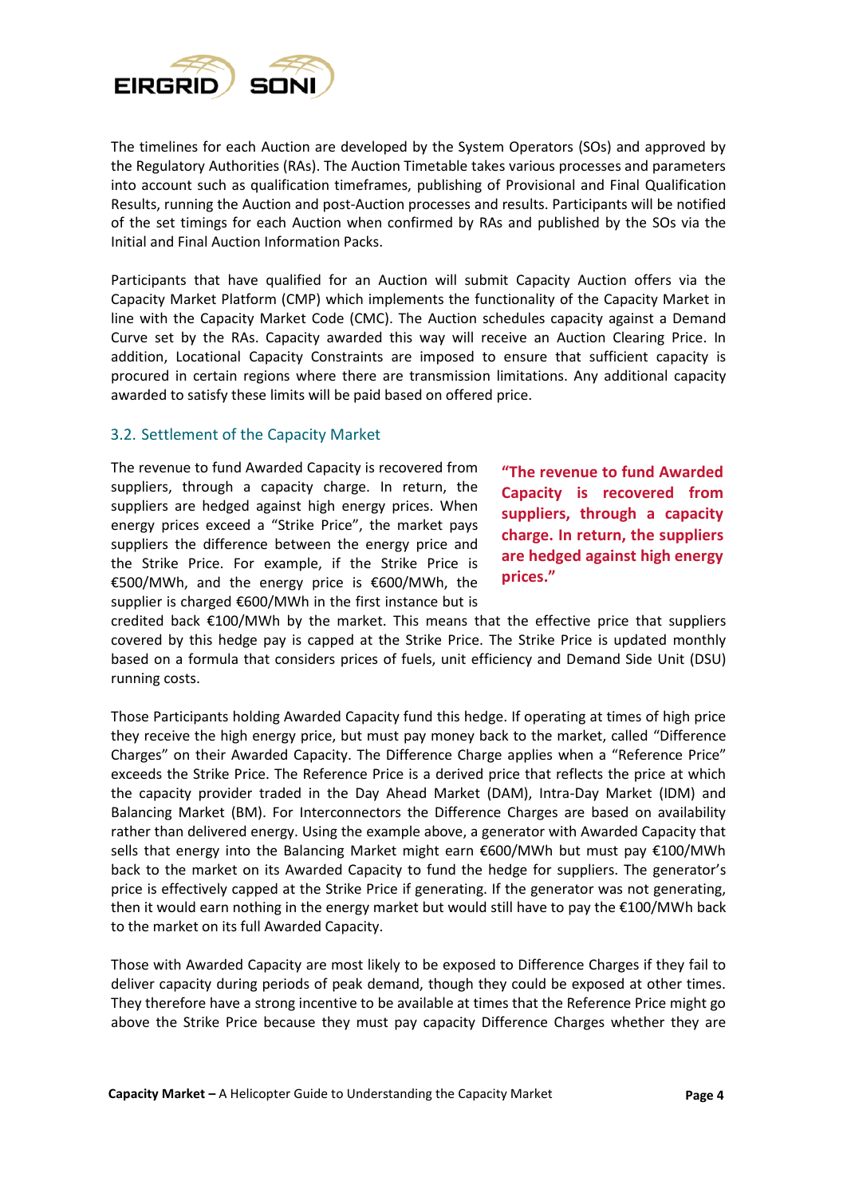The timelines for each Auction are developed by the System Operators (SOs) and approved by the Regulatory Authorities (RAs). The Auction Timetable takes various processes and parameters into account such as qualification timeframes, publishing of Provisional and Final Qualification Results, running the Auction and post-Auction processes and results. Participants will be notified of the set timings for each Auction when confirmed by RAs and published by the SOs via the Initial and Final Auction Information Packs.

Participants that have qualified for an Auction will submit Capacity Auction offers via the Capacity Market Platform (CMP) which implements the functionality of the Capacity Market in line with the Capacity Market Code (CMC). The Auction schedules capacity against a Demand Curve set by the RAs. Capacity awarded this way will receive an Auction Clearing Price. In addition, Locational Capacity Constraints are imposed to ensure that sufficient capacity is procured in certain regions where there are transmission limitations. Any additional capacity awarded to satisfy these limits will be paid based on offered price.

## 3.2. Settlement of the Capacity Market

The revenue to fund Awarded Capacity is recovered from suppliers, through a capacity charge. In return, the suppliers are hedged against high energy prices. When energy prices exceed a "Strike Price", the market pays suppliers the difference between the energy price and the Strike Price. For example, if the Strike Price is €500/MWh, and the energy price is €600/MWh, the supplier is charged €600/MWh in the first instance but is credited back €100/MWh by the market. This means that the effective price that suppliers covered by this hedge pay is capped at the Strike Price. The Strike Price is updated monthly based on a formula that considers prices of fuels, unit efficiency and Demand Side Unit (DSU) running costs.

**"The revenue to fund Awarded Capacity is recovered from suppliers, through a capacity charge. In return, the suppliers are hedged against high energy prices."**

Those Participants holding Awarded Capacity fund this hedge. If operating at times of high price they receive the high energy price, but must pay money back to the market, called "Difference Charges" on their Awarded Capacity. The Difference Charge applies when a "Reference Price" exceeds the Strike Price. The Reference Price is a derived price that reflects the price at which the capacity provider traded in the Day Ahead Market (DAM), Intra-Day Market (IDM) and Balancing Market (BM). For Interconnectors the Difference Charges are based on availability rather than delivered energy. Using the example above, a generator with Awarded Capacity that sells that energy into the Balancing Market might earn €600/MWh but must pay €100/MWh back to the market on its Awarded Capacity to fund the hedge for suppliers. The generator's price is effectively capped at the Strike Price if generating. If the generator was not generating, then it would earn nothing in the energy market but would still have to pay the €100/MWh back to the market on its full Awarded Capacity.

Those with Awarded Capacity are most likely to be exposed to Difference Charges if they fail to deliver capacity during periods of peak demand, though they could be exposed at other times. They therefore have a strong incentive to be available at times that the Reference Price might go above the Strike Price because they must pay capacity Difference Charges whether they are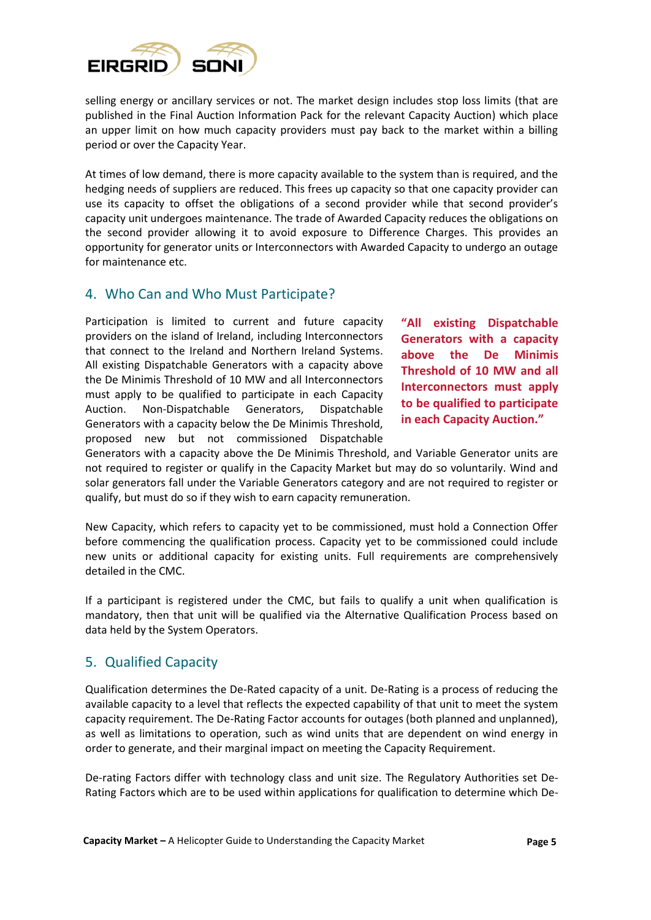selling energy or ancillary services or not. The market design includes stop loss limits (that are published in the Final Auction Information Pack for the relevant Capacity Auction) which place an upper limit on how much capacity providers must pay back to the market within a billing period or over the Capacity Year.

At times of low demand, there is more capacity available to the system than is required, and the hedging needs of suppliers are reduced. This frees up capacity so that one capacity provider can use its capacity to offset the obligations of a second provider while that second provider's capacity unit undergoes maintenance. The trade of Awarded Capacity reduces the obligations on the second provider allowing it to avoid exposure to Difference Charges. This provides an opportunity for generator units or Interconnectors with Awarded Capacity to undergo an outage for maintenance etc.

## 4. Who Can and Who Must Participate?

Participation is limited to current and future capacity providers on the island of Ireland, including Interconnectors that connect to the Ireland and Northern Ireland Systems. All existing Dispatchable Generators with a capacity above the De Minimis Threshold of 10 MW and all Interconnectors must apply to be qualified to participate in each Capacity Auction. Non-Dispatchable Generators, Dispatchable Generators with a capacity below the De Minimis Threshold, proposed new but not commissioned Dispatchable Generators with a capacity above the De Minimis Threshold, and Variable Generator units are not required to register or qualify in the Capacity Market but may do so voluntarily. Wind and solar generators fall under the Variable Generators category and are not required to register or qualify, but must do so if they wish to earn capacity remuneration.

> **"All existing Dispatchable Generators with a capacity above the De Minimis Threshold of 10 MW and all Interconnectors must apply to be qualified to participate in each Capacity Auction."**

New Capacity, which refers to capacity yet to be commissioned, must hold a Connection Offer before commencing the qualification process. Capacity yet to be commissioned could include new units or additional capacity for existing units. Full requirements are comprehensively detailed in the CMC.

If a participant is registered under the CMC, but fails to qualify a unit when qualification is mandatory, then that unit will be qualified via the Alternative Qualification Process based on data held by the System Operators.

## 5. Qualified Capacity

Qualification determines the De-Rated capacity of a unit. De-Rating is a process of reducing the available capacity to a level that reflects the expected capability of that unit to meet the system capacity requirement. The De-Rating Factor accounts for outages (both planned and unplanned), as well as limitations to operation, such as wind units that are dependent on wind energy in order to generate, and their marginal impact on meeting the Capacity Requirement.

De-rating Factors differ with technology class and unit size. The Regulatory Authorities set De-Rating Factors which are to be used within applications for qualification to determine which De-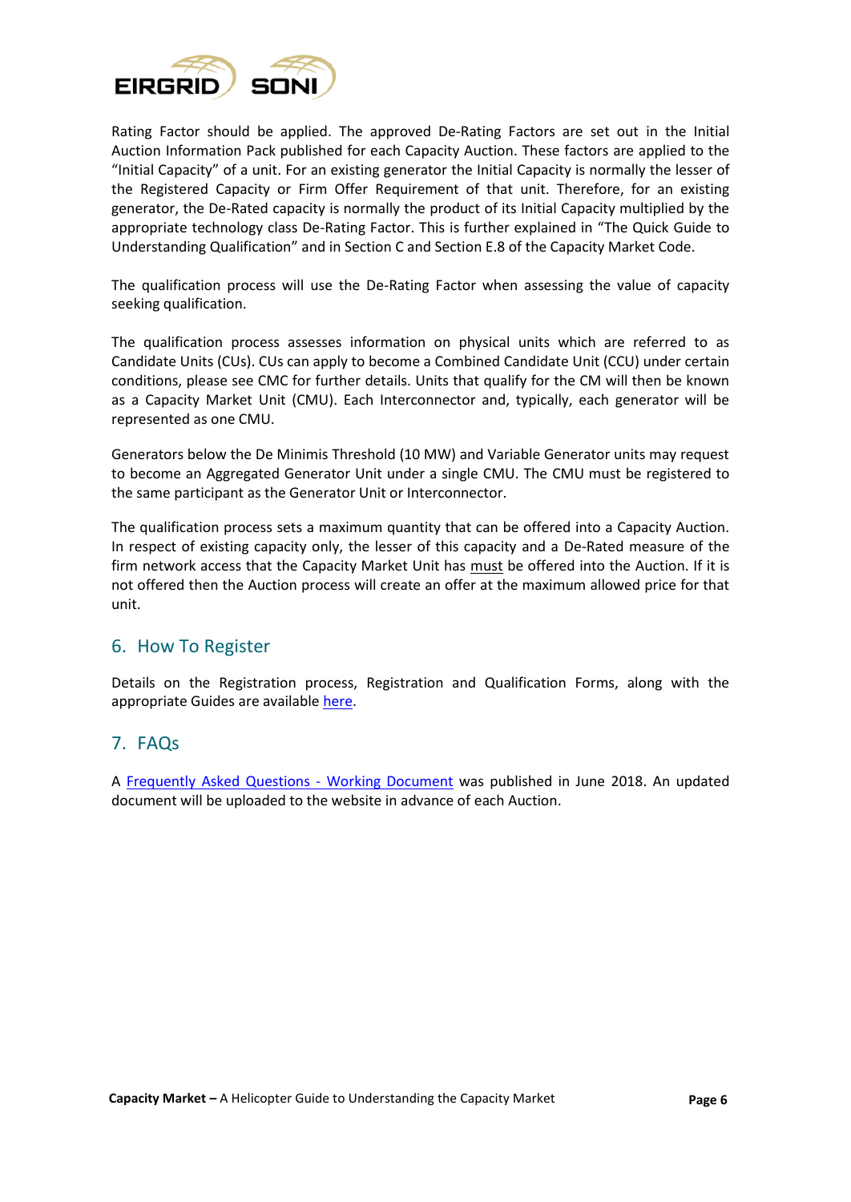Rating Factor should be applied. The approved De-Rating Factors are set out in the Initial Auction Information Pack published for each Capacity Auction. These factors are applied to the "Initial Capacity" of a unit. For an existing generator the Initial Capacity is normally the lesser of the Registered Capacity or Firm Offer Requirement of that unit. Therefore, for an existing generator, the De-Rated capacity is normally the product of its Initial Capacity multiplied by the appropriate technology class De-Rating Factor. This is further explained in "The Quick Guide to Understanding Qualification" and in Section C and Section E.8 of the Capacity Market Code.

The qualification process will use the De-Rating Factor when assessing the value of capacity seeking qualification.

The qualification process assesses information on physical units which are referred to as Candidate Units (CUs). CUs can apply to become a Combined Candidate Unit (CCU) under certain conditions, please see CMC for further details. Units that qualify for the CM will then be known as a Capacity Market Unit (CMU). Each Interconnector and, typically, each generator will be represented as one CMU.

Generators below the De Minimis Threshold (10 MW) and Variable Generator units may request to become an Aggregated Generator Unit under a single CMU. The CMU must be registered to the same participant as the Generator Unit or Interconnector.

The qualification process sets a maximum quantity that can be offered into a Capacity Auction. In respect of existing capacity only, the lesser of this capacity and a De-Rated measure of the firm network access that the Capacity Market Unit has must be offered into the Auction. If it is not offered then the Auction process will create an offer at the maximum allowed price for that unit.

## 6. How To Register

Details on the Registration process, Registration and Qualification Forms, along with the appropriate Guides are available here.

## 7. FAQs

A Frequently Asked Questions - Working Document was published in June 2018. An updated document will be uploaded to the website in advance of each Auction.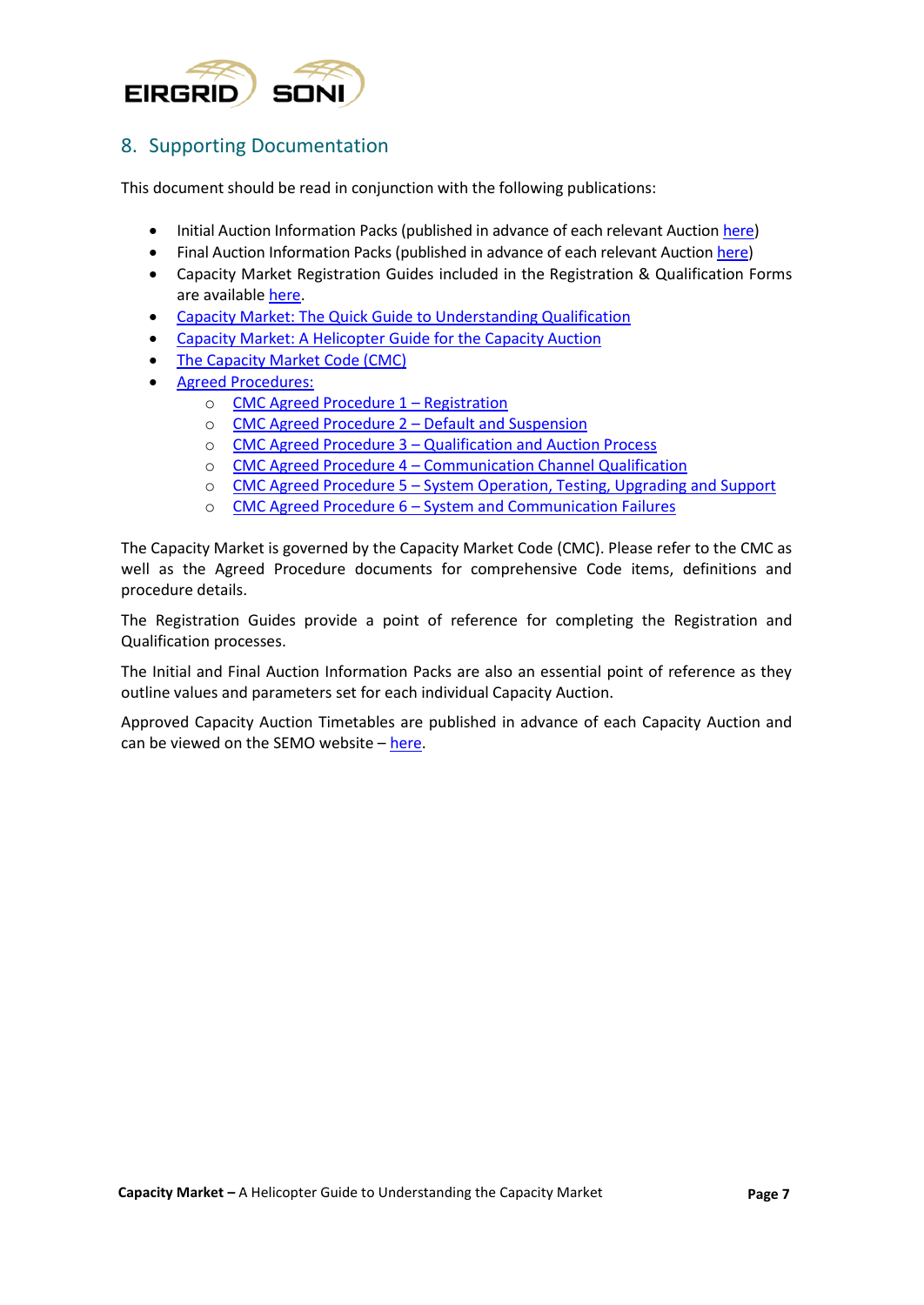## 8. Supporting Documentation

This document should be read in conjunction with the following publications:

- Initial Auction Information Packs (published in advance of each relevant Auction here)
- Final Auction Information Packs (published in advance of each relevant Auction here)
- Capacity Market Registration Guides included in the Registration & Qualification Forms are available here.
- Capacity Market: The Quick Guide to Understanding Qualification
- Capacity Market: A Helicopter Guide for the Capacity Auction
- The Capacity Market Code (CMC)
- Agreed Procedures:
  - CMC Agreed Procedure 1 – Registration
  - CMC Agreed Procedure 2 – Default and Suspension
  - CMC Agreed Procedure 3 – Qualification and Auction Process
  - CMC Agreed Procedure 4 – Communication Channel Qualification
  - CMC Agreed Procedure 5 – System Operation, Testing, Upgrading and Support
  - CMC Agreed Procedure 6 – System and Communication Failures

The Capacity Market is governed by the Capacity Market Code (CMC). Please refer to the CMC as well as the Agreed Procedure documents for comprehensive Code items, definitions and procedure details.

The Registration Guides provide a point of reference for completing the Registration and Qualification processes.

The Initial and Final Auction Information Packs are also an essential point of reference as they outline values and parameters set for each individual Capacity Auction.

Approved Capacity Auction Timetables are published in advance of each Capacity Auction and can be viewed on the SEMO website – here.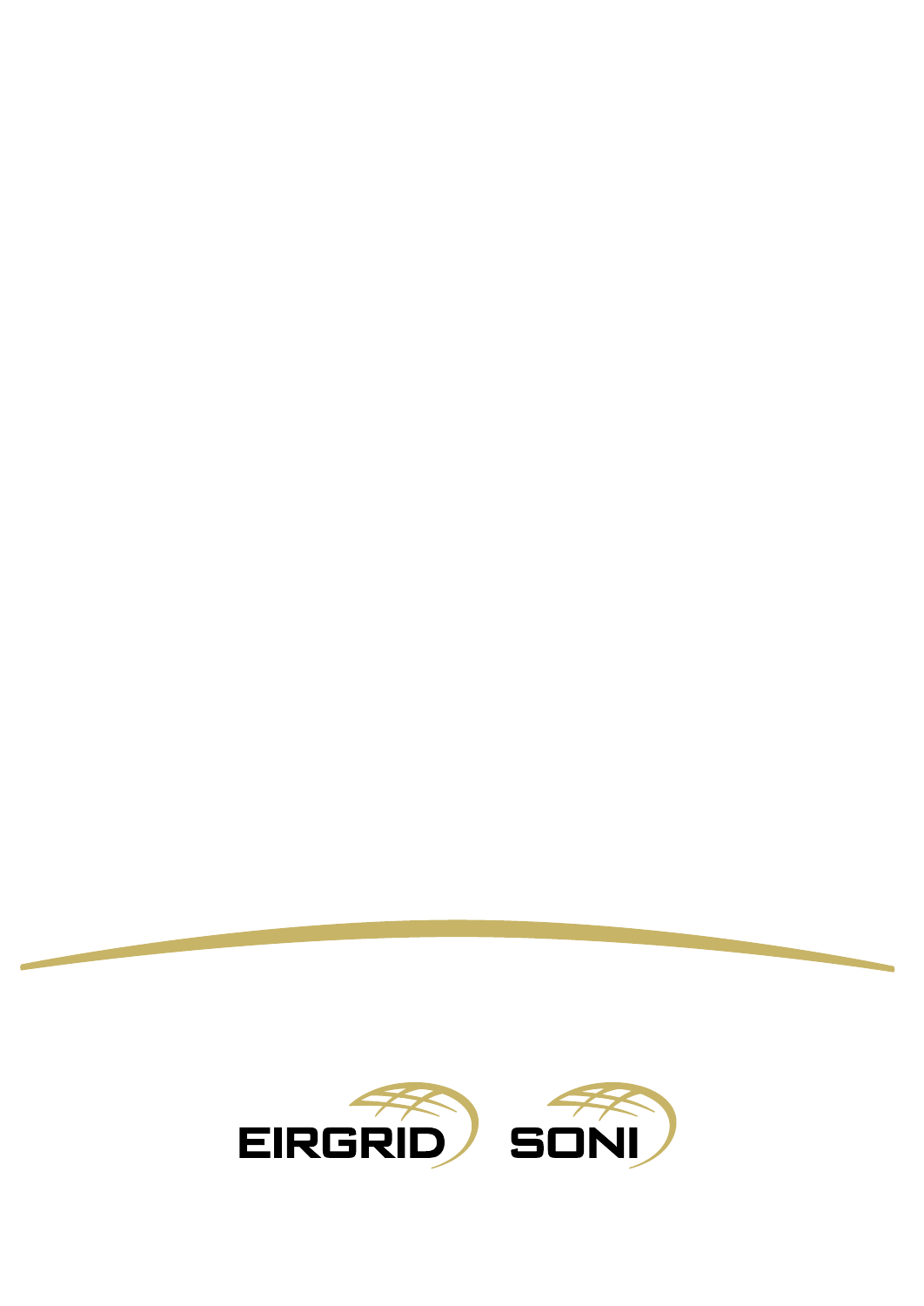EIRGRID SONI